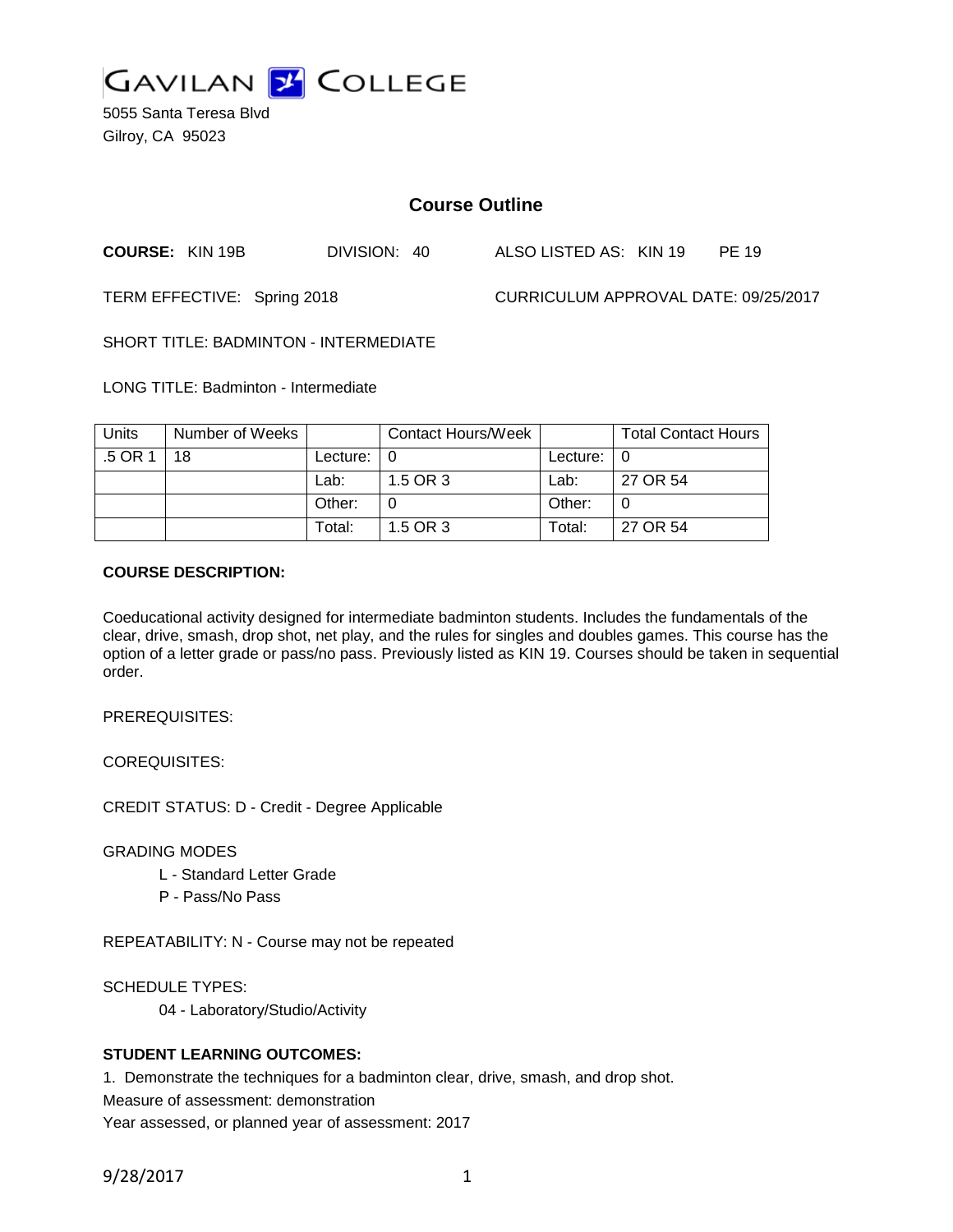GAVILAN COLLEGE

5055 Santa Teresa Blvd
Gilroy, CA 95023

## Course Outline

**COURSE:** KIN 19B DIVISION: 40 ALSO LISTED AS: KIN 19 PE 19

TERM EFFECTIVE: Spring 2018 CURRICULUM APPROVAL DATE: 09/25/2017

SHORT TITLE: BADMINTON - INTERMEDIATE

LONG TITLE: Badminton - Intermediate

| Units | Number of Weeks | | Contact Hours/Week | | Total Contact Hours |
|---|---|---|---|---|---|
| .5 OR 1 | 18 | Lecture: | 0 | Lecture: | 0 |
| | | Lab: | 1.5 OR 3 | Lab: | 27 OR 54 |
| | | Other: | 0 | Other: | 0 |
| | | Total: | 1.5 OR 3 | Total: | 27 OR 54 |

**COURSE DESCRIPTION:**

Coeducational activity designed for intermediate badminton students. Includes the fundamentals of the clear, drive, smash, drop shot, net play, and the rules for singles and doubles games. This course has the option of a letter grade or pass/no pass. Previously listed as KIN 19. Courses should be taken in sequential order.

PREREQUISITES:

COREQUISITES:

CREDIT STATUS: D - Credit - Degree Applicable

GRADING MODES

L - Standard Letter Grade
P - Pass/No Pass

REPEATABILITY: N - Course may not be repeated

SCHEDULE TYPES:

04 - Laboratory/Studio/Activity

**STUDENT LEARNING OUTCOMES:**

1. Demonstrate the techniques for a badminton clear, drive, smash, and drop shot.
Measure of assessment: demonstration
Year assessed, or planned year of assessment: 2017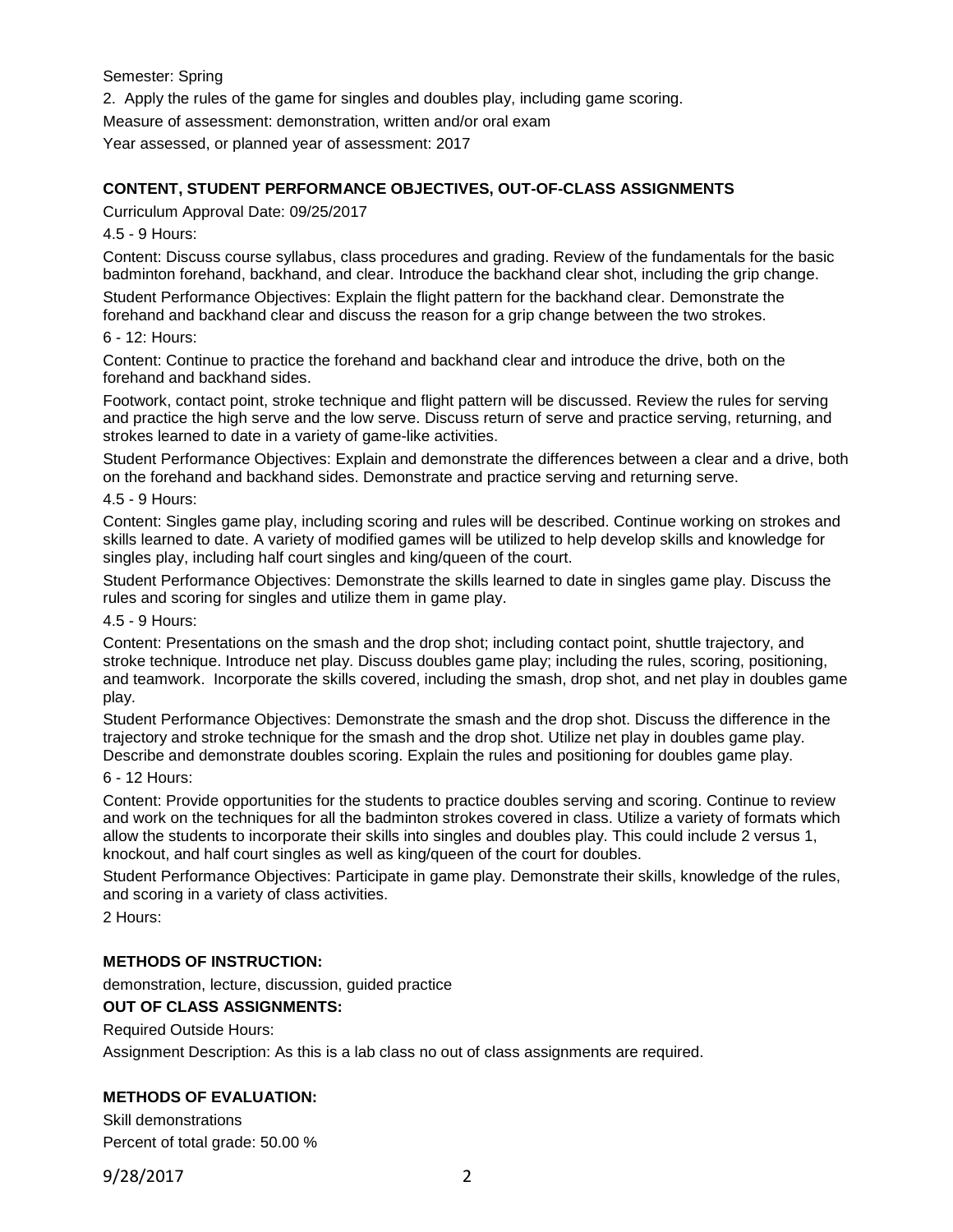Semester: Spring

2. Apply the rules of the game for singles and doubles play, including game scoring.

Measure of assessment: demonstration, written and/or oral exam

Year assessed, or planned year of assessment: 2017

**CONTENT, STUDENT PERFORMANCE OBJECTIVES, OUT-OF-CLASS ASSIGNMENTS**

Curriculum Approval Date: 09/25/2017

4.5 - 9 Hours:

Content: Discuss course syllabus, class procedures and grading. Review of the fundamentals for the basic badminton forehand, backhand, and clear. Introduce the backhand clear shot, including the grip change.

Student Performance Objectives: Explain the flight pattern for the backhand clear. Demonstrate the forehand and backhand clear and discuss the reason for a grip change between the two strokes.

6 - 12: Hours:

Content: Continue to practice the forehand and backhand clear and introduce the drive, both on the forehand and backhand sides.

Footwork, contact point, stroke technique and flight pattern will be discussed. Review the rules for serving and practice the high serve and the low serve. Discuss return of serve and practice serving, returning, and strokes learned to date in a variety of game-like activities.

Student Performance Objectives: Explain and demonstrate the differences between a clear and a drive, both on the forehand and backhand sides. Demonstrate and practice serving and returning serve.

4.5 - 9 Hours:

Content: Singles game play, including scoring and rules will be described. Continue working on strokes and skills learned to date. A variety of modified games will be utilized to help develop skills and knowledge for singles play, including half court singles and king/queen of the court.

Student Performance Objectives: Demonstrate the skills learned to date in singles game play. Discuss the rules and scoring for singles and utilize them in game play.

4.5 - 9 Hours:

Content: Presentations on the smash and the drop shot; including contact point, shuttle trajectory, and stroke technique. Introduce net play. Discuss doubles game play; including the rules, scoring, positioning, and teamwork. Incorporate the skills covered, including the smash, drop shot, and net play in doubles game play.

Student Performance Objectives: Demonstrate the smash and the drop shot. Discuss the difference in the trajectory and stroke technique for the smash and the drop shot. Utilize net play in doubles game play. Describe and demonstrate doubles scoring. Explain the rules and positioning for doubles game play.

6 - 12 Hours:

Content: Provide opportunities for the students to practice doubles serving and scoring. Continue to review and work on the techniques for all the badminton strokes covered in class. Utilize a variety of formats which allow the students to incorporate their skills into singles and doubles play. This could include 2 versus 1, knockout, and half court singles as well as king/queen of the court for doubles.

Student Performance Objectives: Participate in game play. Demonstrate their skills, knowledge of the rules, and scoring in a variety of class activities.

2 Hours:

**METHODS OF INSTRUCTION:**

demonstration, lecture, discussion, guided practice

**OUT OF CLASS ASSIGNMENTS:**

Required Outside Hours:

Assignment Description: As this is a lab class no out of class assignments are required.

**METHODS OF EVALUATION:**

Skill demonstrations

Percent of total grade: 50.00 %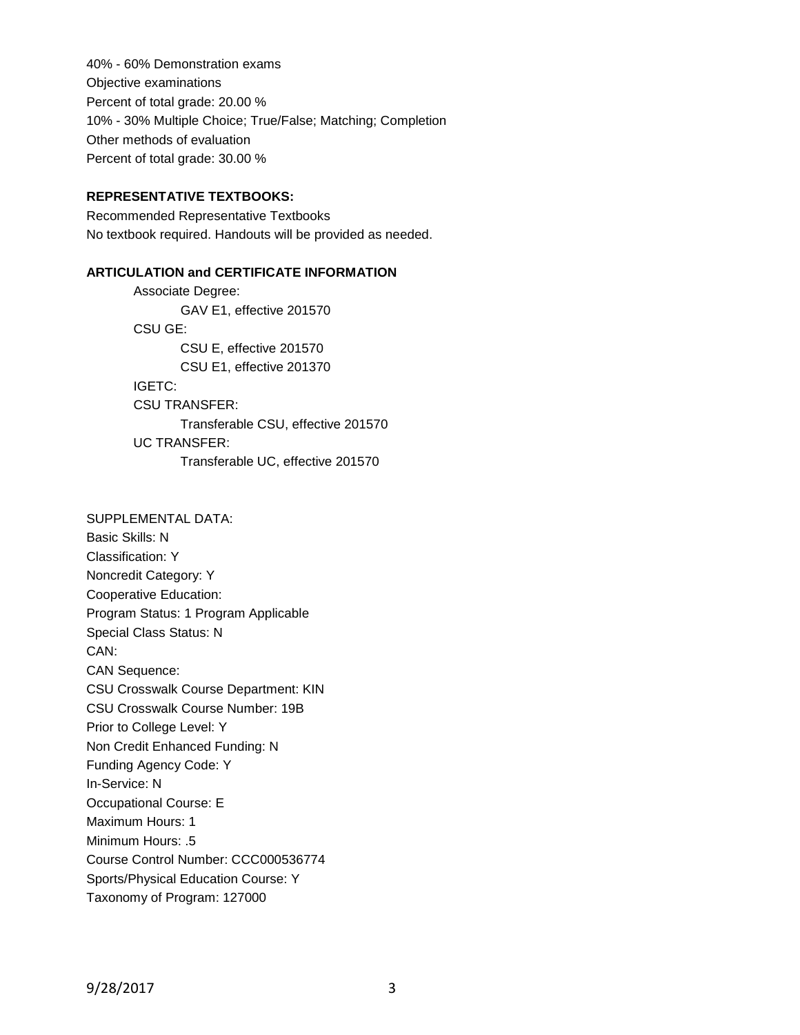40% - 60% Demonstration exams
Objective examinations
Percent of total grade: 20.00 %
10% - 30% Multiple Choice; True/False; Matching; Completion
Other methods of evaluation
Percent of total grade: 30.00 %

**REPRESENTATIVE TEXTBOOKS:**

Recommended Representative Textbooks
No textbook required. Handouts will be provided as needed.

**ARTICULATION and CERTIFICATE INFORMATION**

- Associate Degree:
  - GAV E1, effective 201570
- CSU GE:
  - CSU E, effective 201570
  - CSU E1, effective 201370
- IGETC:
- CSU TRANSFER:
  - Transferable CSU, effective 201570
- UC TRANSFER:
  - Transferable UC, effective 201570

SUPPLEMENTAL DATA:
Basic Skills: N
Classification: Y
Noncredit Category: Y
Cooperative Education:
Program Status: 1 Program Applicable
Special Class Status: N
CAN:
CAN Sequence:
CSU Crosswalk Course Department: KIN
CSU Crosswalk Course Number: 19B
Prior to College Level: Y
Non Credit Enhanced Funding: N
Funding Agency Code: Y
In-Service: N
Occupational Course: E
Maximum Hours: 1
Minimum Hours: .5
Course Control Number: CCC000536774
Sports/Physical Education Course: Y
Taxonomy of Program: 127000